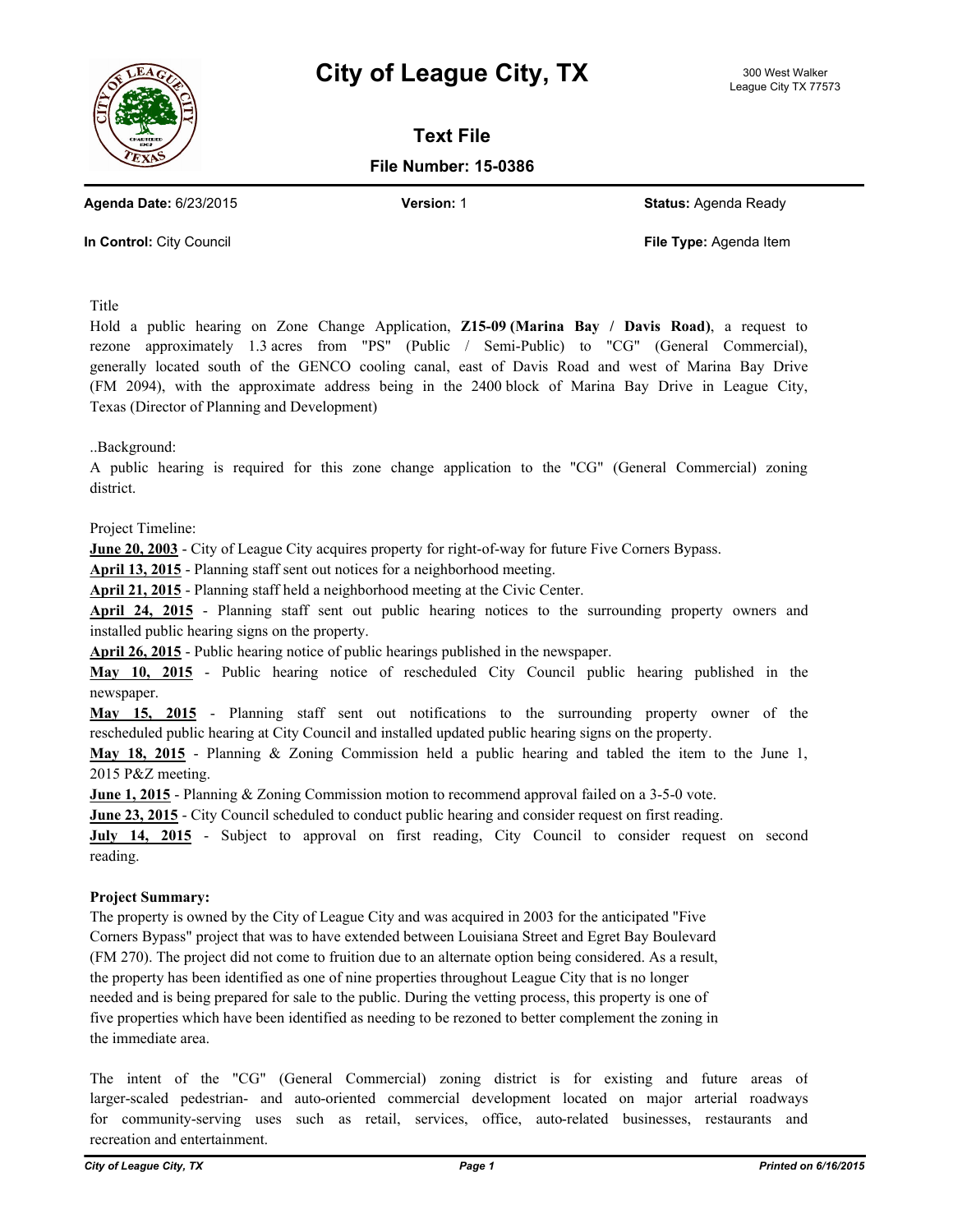# City of League City, TX

300 West Walker
League City TX 77573

## Text File

**File Number: 15-0386**

**Agenda Date:** 6/23/2015 **Version:** 1 **Status:** Agenda Ready

**In Control:** City Council **File Type:** Agenda Item

Title

Hold a public hearing on Zone Change Application, **Z15-09 (Marina Bay / Davis Road)**, a request to rezone approximately 1.3 acres from "PS" (Public / Semi-Public) to "CG" (General Commercial), generally located south of the GENCO cooling canal, east of Davis Road and west of Marina Bay Drive (FM 2094), with the approximate address being in the 2400 block of Marina Bay Drive in League City, Texas (Director of Planning and Development)

..Background:

A public hearing is required for this zone change application to the "CG" (General Commercial) zoning district.

Project Timeline:

**June 20, 2003** - City of League City acquires property for right-of-way for future Five Corners Bypass.

**April 13, 2015** - Planning staff sent out notices for a neighborhood meeting.

**April 21, 2015** - Planning staff held a neighborhood meeting at the Civic Center.

**April 24, 2015** - Planning staff sent out public hearing notices to the surrounding property owners and installed public hearing signs on the property.

**April 26, 2015** - Public hearing notice of public hearings published in the newspaper.

**May 10, 2015** - Public hearing notice of rescheduled City Council public hearing published in the newspaper.

**May 15, 2015** - Planning staff sent out notifications to the surrounding property owner of the rescheduled public hearing at City Council and installed updated public hearing signs on the property.

**May 18, 2015** - Planning & Zoning Commission held a public hearing and tabled the item to the June 1, 2015 P&Z meeting.

**June 1, 2015** - Planning & Zoning Commission motion to recommend approval failed on a 3-5-0 vote.

**June 23, 2015** - City Council scheduled to conduct public hearing and consider request on first reading.

**July 14, 2015** - Subject to approval on first reading, City Council to consider request on second reading.

**Project Summary:**

The property is owned by the City of League City and was acquired in 2003 for the anticipated "Five Corners Bypass" project that was to have extended between Louisiana Street and Egret Bay Boulevard (FM 270). The project did not come to fruition due to an alternate option being considered. As a result, the property has been identified as one of nine properties throughout League City that is no longer needed and is being prepared for sale to the public. During the vetting process, this property is one of five properties which have been identified as needing to be rezoned to better complement the zoning in the immediate area.

The intent of the "CG" (General Commercial) zoning district is for existing and future areas of larger-scaled pedestrian- and auto-oriented commercial development located on major arterial roadways for community-serving uses such as retail, services, office, auto-related businesses, restaurants and recreation and entertainment.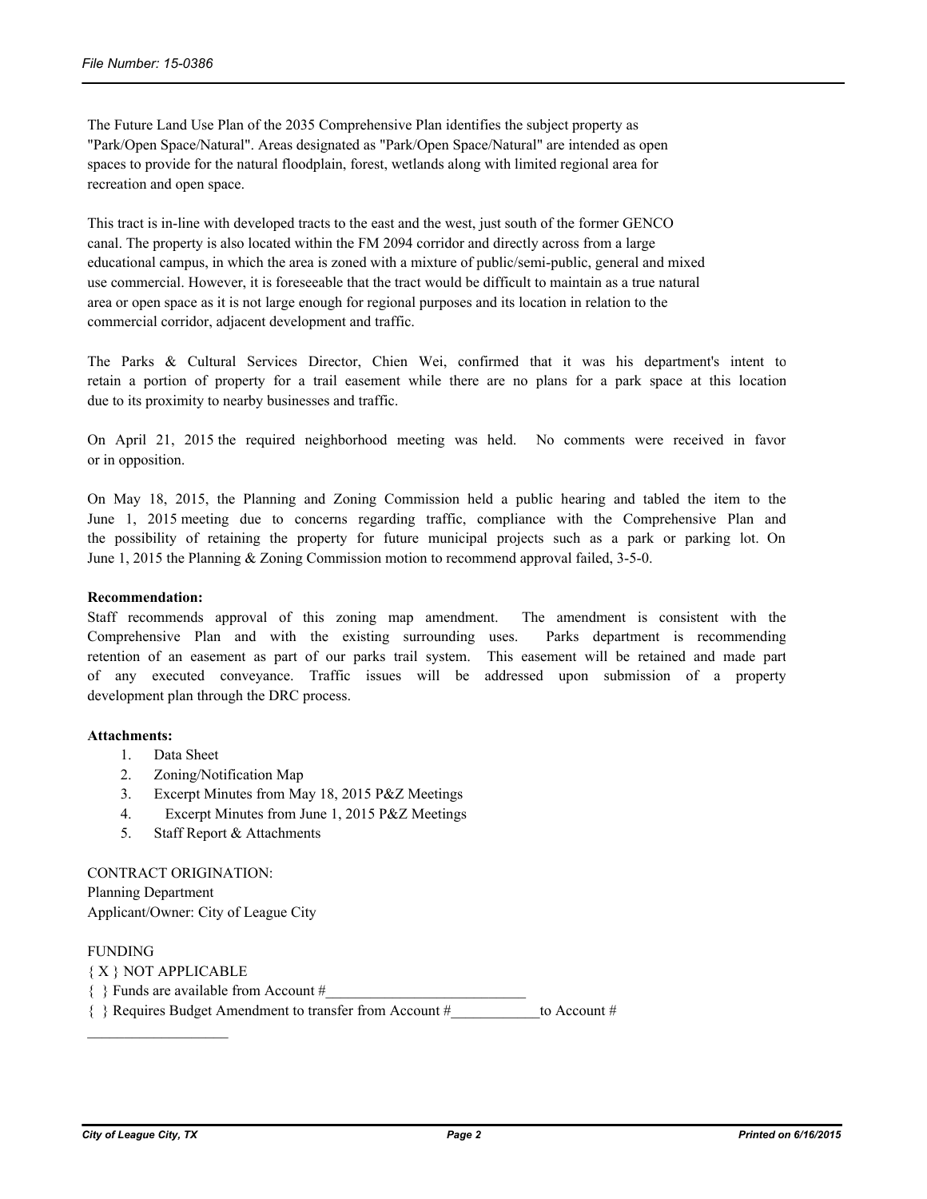The Future Land Use Plan of the 2035 Comprehensive Plan identifies the subject property as "Park/Open Space/Natural". Areas designated as "Park/Open Space/Natural" are intended as open spaces to provide for the natural floodplain, forest, wetlands along with limited regional area for recreation and open space.

This tract is in-line with developed tracts to the east and the west, just south of the former GENCO canal. The property is also located within the FM 2094 corridor and directly across from a large educational campus, in which the area is zoned with a mixture of public/semi-public, general and mixed use commercial. However, it is foreseeable that the tract would be difficult to maintain as a true natural area or open space as it is not large enough for regional purposes and its location in relation to the commercial corridor, adjacent development and traffic.

The Parks & Cultural Services Director, Chien Wei, confirmed that it was his department's intent to retain a portion of property for a trail easement while there are no plans for a park space at this location due to its proximity to nearby businesses and traffic.

On April 21, 2015 the required neighborhood meeting was held. No comments were received in favor or in opposition.

On May 18, 2015, the Planning and Zoning Commission held a public hearing and tabled the item to the June 1, 2015 meeting due to concerns regarding traffic, compliance with the Comprehensive Plan and the possibility of retaining the property for future municipal projects such as a park or parking lot. On June 1, 2015 the Planning & Zoning Commission motion to recommend approval failed, 3-5-0.

**Recommendation:**

Staff recommends approval of this zoning map amendment. The amendment is consistent with the Comprehensive Plan and with the existing surrounding uses. Parks department is recommending retention of an easement as part of our parks trail system. This easement will be retained and made part of any executed conveyance. Traffic issues will be addressed upon submission of a property development plan through the DRC process.

**Attachments:**

1. Data Sheet
2. Zoning/Notification Map
3. Excerpt Minutes from May 18, 2015 P&Z Meetings
4. Excerpt Minutes from June 1, 2015 P&Z Meetings
5. Staff Report & Attachments

CONTRACT ORIGINATION:
Planning Department
Applicant/Owner: City of League City

FUNDING
{ X } NOT APPLICABLE
{ } Funds are available from Account #____________________________
{ } Requires Budget Amendment to transfer from Account #____________to Account #
___________________